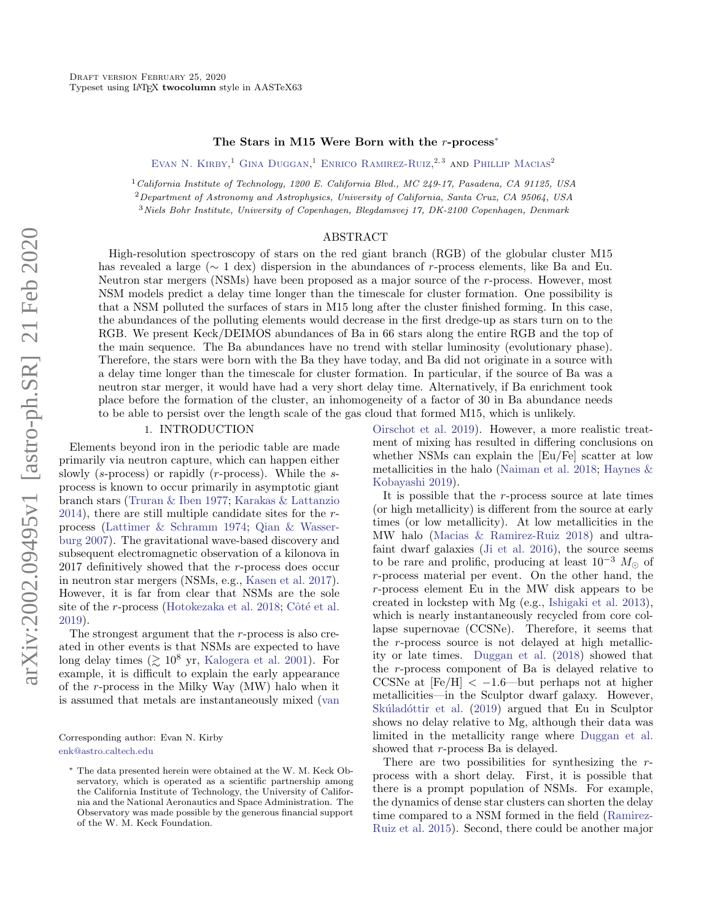# The Stars in M15 Were Born with the *r*-process*

Evan N. Kirby,[1] Gina Duggan,[1] Enrico Ramirez-Ruiz,[2,3] and Phillip Macias[2]

[1] *California Institute of Technology, 1200 E. California Blvd., MC 249-17, Pasadena, CA 91125, USA*

[2] *Department of Astronomy and Astrophysics, University of California, Santa Cruz, CA 95064, USA*

[3] *Niels Bohr Institute, University of Copenhagen, Blegdamsvej 17, DK-2100 Copenhagen, Denmark*

## ABSTRACT

High-resolution spectroscopy of stars on the red giant branch (RGB) of the globular cluster M15 has revealed a large ($\sim 1$ dex) dispersion in the abundances of *r*-process elements, like Ba and Eu. Neutron star mergers (NSMs) have been proposed as a major source of the *r*-process. However, most NSM models predict a delay time longer than the timescale for cluster formation. One possibility is that a NSM polluted the surfaces of stars in M15 long after the cluster finished forming. In this case, the abundances of the polluting elements would decrease in the first dredge-up as stars turn on to the RGB. We present Keck/DEIMOS abundances of Ba in 66 stars along the entire RGB and the top of the main sequence. The Ba abundances have no trend with stellar luminosity (evolutionary phase). Therefore, the stars were born with the Ba they have today, and Ba did not originate in a source with a delay time longer than the timescale for cluster formation. In particular, if the source of Ba was a neutron star merger, it would have had a very short delay time. Alternatively, if Ba enrichment took place before the formation of the cluster, an inhomogeneity of a factor of 30 in Ba abundance needs to be able to persist over the length scale of the gas cloud that formed M15, which is unlikely.

## 1. INTRODUCTION

Elements beyond iron in the periodic table are made primarily via neutron capture, which can happen either slowly (*s*-process) or rapidly (*r*-process). While the *s*-process is known to occur primarily in asymptotic giant branch stars (Truran & Iben 1977; Karakas & Lattanzio 2014), there are still multiple candidate sites for the *r*-process (Lattimer & Schramm 1974; Qian & Wasserburg 2007). The gravitational wave-based discovery and subsequent electromagnetic observation of a kilonova in 2017 definitively showed that the *r*-process does occur in neutron star mergers (NSMs, e.g., Kasen et al. 2017). However, it is far from clear that NSMs are the sole site of the *r*-process (Hotokezaka et al. 2018; Côté et al. 2019).

The strongest argument that the *r*-process is also created in other events is that NSMs are expected to have long delay times ($\gtrsim 10^8$ yr, Kalogera et al. 2001). For example, it is difficult to explain the early appearance of the *r*-process in the Milky Way (MW) halo when it is assumed that metals are instantaneously mixed (van Oirschot et al. 2019). However, a more realistic treatment of mixing has resulted in differing conclusions on whether NSMs can explain the [Eu/Fe] scatter at low metallicities in the halo (Naiman et al. 2018; Haynes & Kobayashi 2019).

It is possible that the *r*-process source at late times (or high metallicity) is different from the source at early times (or low metallicity). At low metallicities in the MW halo (Macias & Ramirez-Ruiz 2018) and ultra-faint dwarf galaxies (Ji et al. 2016), the source seems to be rare and prolific, producing at least $10^{-3}\ M_\odot$ of *r*-process material per event. On the other hand, the *r*-process element Eu in the MW disk appears to be created in lockstep with Mg (e.g., Ishigaki et al. 2013), which is nearly instantaneously recycled from core collapse supernovae (CCSNe). Therefore, it seems that the *r*-process source is not delayed at high metallicity or late times. Duggan et al. (2018) showed that the *r*-process component of Ba is delayed relative to CCSNe at [Fe/H] $< -1.6$—but perhaps not at higher metallicities—in the Sculptor dwarf galaxy. However, Skúladóttir et al. (2019) argued that Eu in Sculptor shows no delay relative to Mg, although their data was limited in the metallicity range where Duggan et al. showed that *r*-process Ba is delayed.

There are two possibilities for synthesizing the *r*-process with a short delay. First, it is possible that there is a prompt population of NSMs. For example, the dynamics of dense star clusters can shorten the delay time compared to a NSM formed in the field (Ramirez-Ruiz et al. 2015). Second, there could be another major

Corresponding author: Evan N. Kirby
enk@astro.caltech.edu

* The data presented herein were obtained at the W. M. Keck Observatory, which is operated as a scientific partnership among the California Institute of Technology, the University of California and the National Aeronautics and Space Administration. The Observatory was made possible by the generous financial support of the W. M. Keck Foundation.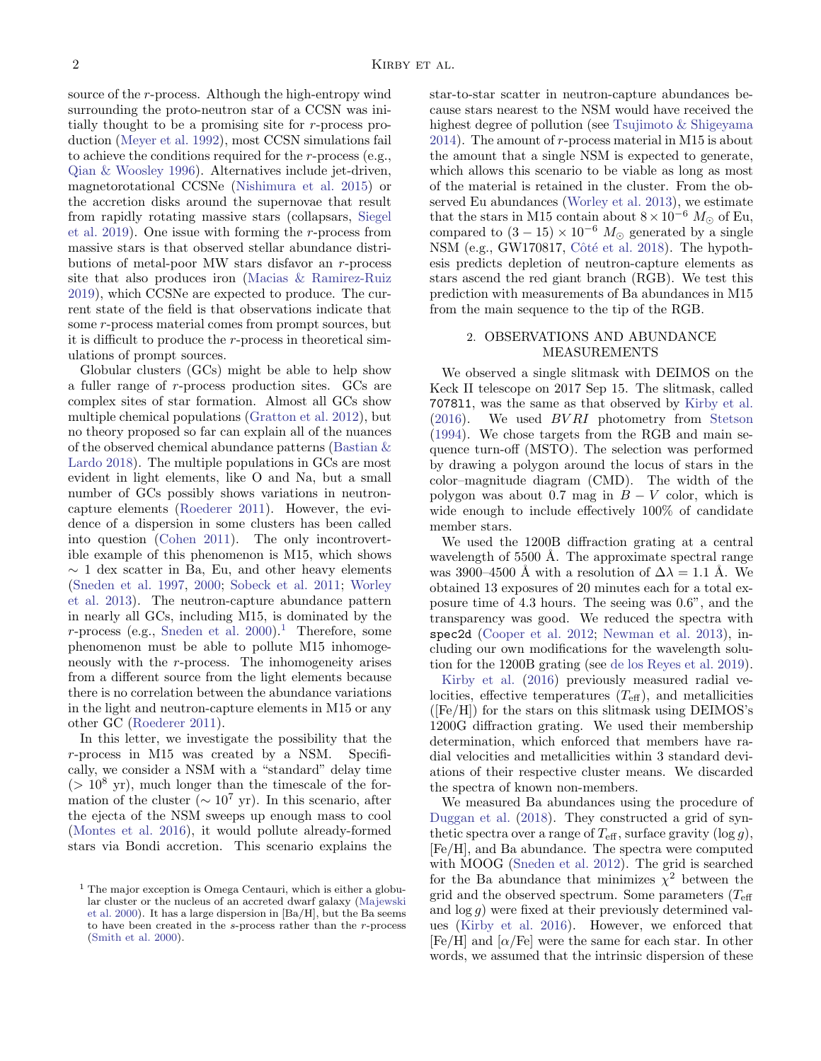source of the $r$-process. Although the high-entropy wind surrounding the proto-neutron star of a CCSN was initially thought to be a promising site for $r$-process production (Meyer et al. 1992), most CCSN simulations fail to achieve the conditions required for the $r$-process (e.g., Qian & Woosley 1996). Alternatives include jet-driven, magnetorotational CCSNe (Nishimura et al. 2015) or the accretion disks around the supernovae that result from rapidly rotating massive stars (collapsars, Siegel et al. 2019). One issue with forming the $r$-process from massive stars is that observed stellar abundance distributions of metal-poor MW stars disfavor an $r$-process site that also produces iron (Macias & Ramirez-Ruiz 2019), which CCSNe are expected to produce. The current state of the field is that observations indicate that some $r$-process material comes from prompt sources, but it is difficult to produce the $r$-process in theoretical simulations of prompt sources.

Globular clusters (GCs) might be able to help show a fuller range of $r$-process production sites. GCs are complex sites of star formation. Almost all GCs show multiple chemical populations (Gratton et al. 2012), but no theory proposed so far can explain all of the nuances of the observed chemical abundance patterns (Bastian & Lardo 2018). The multiple populations in GCs are most evident in light elements, like O and Na, but a small number of GCs possibly shows variations in neutron-capture elements (Roederer 2011). However, the evidence of a dispersion in some clusters has been called into question (Cohen 2011). The only incontrovertible example of this phenomenon is M15, which shows $\sim 1$ dex scatter in Ba, Eu, and other heavy elements (Sneden et al. 1997, 2000; Sobeck et al. 2011; Worley et al. 2013). The neutron-capture abundance pattern in nearly all GCs, including M15, is dominated by the $r$-process (e.g., Sneden et al. 2000).[1] Therefore, some phenomenon must be able to pollute M15 inhomogeneously with the $r$-process. The inhomogeneity arises from a different source from the light elements because there is no correlation between the abundance variations in the light and neutron-capture elements in M15 or any other GC (Roederer 2011).

In this letter, we investigate the possibility that the $r$-process in M15 was created by a NSM. Specifically, we consider a NSM with a "standard" delay time ($> 10^8$ yr), much longer than the timescale of the formation of the cluster ($\sim 10^7$ yr). In this scenario, after the ejecta of the NSM sweeps up enough mass to cool (Montes et al. 2016), it would pollute already-formed stars via Bondi accretion. This scenario explains the star-to-star scatter in neutron-capture abundances because stars nearest to the NSM would have received the highest degree of pollution (see Tsujimoto & Shigeyama 2014). The amount of $r$-process material in M15 is about the amount that a single NSM is expected to generate, which allows this scenario to be viable as long as most of the material is retained in the cluster. From the observed Eu abundances (Worley et al. 2013), we estimate that the stars in M15 contain about $8 \times 10^{-6}$ $M_{\odot}$ of Eu, compared to $(3 - 15) \times 10^{-6}$ $M_{\odot}$ generated by a single NSM (e.g., GW170817, Côté et al. 2018). The hypothesis predicts depletion of neutron-capture elements as stars ascend the red giant branch (RGB). We test this prediction with measurements of Ba abundances in M15 from the main sequence to the tip of the RGB.

## 2. OBSERVATIONS AND ABUNDANCE MEASUREMENTS

We observed a single slitmask with DEIMOS on the Keck II telescope on 2017 Sep 15. The slitmask, called `7078l1`, was the same as that observed by Kirby et al. (2016). We used $BVRI$ photometry from Stetson (1994). We chose targets from the RGB and main sequence turn-off (MSTO). The selection was performed by drawing a polygon around the locus of stars in the color–magnitude diagram (CMD). The width of the polygon was about 0.7 mag in $B - V$ color, which is wide enough to include effectively 100% of candidate member stars.

We used the 1200B diffraction grating at a central wavelength of 5500 Å. The approximate spectral range was 3900–4500 Å with a resolution of $\Delta\lambda = 1.1$ Å. We obtained 13 exposures of 20 minutes each for a total exposure time of 4.3 hours. The seeing was 0.6", and the transparency was good. We reduced the spectra with `spec2d` (Cooper et al. 2012; Newman et al. 2013), including our own modifications for the wavelength solution for the 1200B grating (see de los Reyes et al. 2019).

Kirby et al. (2016) previously measured radial velocities, effective temperatures ($T_{\rm eff}$), and metallicities ([Fe/H]) for the stars on this slitmask using DEIMOS's 1200G diffraction grating. We used their membership determination, which enforced that members have radial velocities and metallicities within 3 standard deviations of their respective cluster means. We discarded the spectra of known non-members.

We measured Ba abundances using the procedure of Duggan et al. (2018). They constructed a grid of synthetic spectra over a range of $T_{\rm eff}$, surface gravity ($\log g$), [Fe/H], and Ba abundance. The spectra were computed with MOOG (Sneden et al. 2012). The grid is searched for the Ba abundance that minimizes $\chi^2$ between the grid and the observed spectrum. Some parameters ($T_{\rm eff}$ and $\log g$) were fixed at their previously determined values (Kirby et al. 2016). However, we enforced that [Fe/H] and [$\alpha$/Fe] were the same for each star. In other words, we assumed that the intrinsic dispersion of these

[1] The major exception is Omega Centauri, which is either a globular cluster or the nucleus of an accreted dwarf galaxy (Majewski et al. 2000). It has a large dispersion in [Ba/H], but the Ba seems to have been created in the $s$-process rather than the $r$-process (Smith et al. 2000).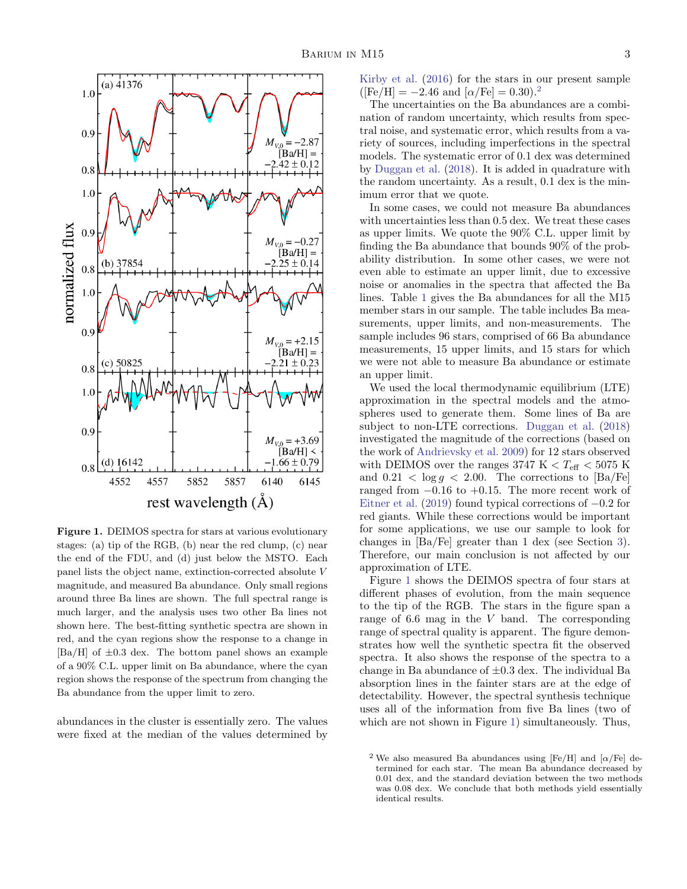**Figure 1.** DEIMOS spectra for stars at various evolutionary stages: (a) tip of the RGB, (b) near the red clump, (c) near the end of the FDU, and (d) just below the MSTO. Each panel lists the object name, extinction-corrected absolute $V$ magnitude, and measured Ba abundance. Only small regions around three Ba lines are shown. The full spectral range is much larger, and the analysis uses two other Ba lines not shown here. The best-fitting synthetic spectra are shown in red, and the cyan regions show the response to a change in [Ba/H] of $\pm 0.3$ dex. The bottom panel shows an example of a 90% C.L. upper limit on Ba abundance, where the cyan region shows the response of the spectrum from changing the Ba abundance from the upper limit to zero.

abundances in the cluster is essentially zero. The values were fixed at the median of the values determined by Kirby et al. (2016) for the stars in our present sample ([Fe/H] $= -2.46$ and [$\alpha$/Fe] $= 0.30$).[2]

The uncertainties on the Ba abundances are a combination of random uncertainty, which results from spectral noise, and systematic error, which results from a variety of sources, including imperfections in the spectral models. The systematic error of 0.1 dex was determined by Duggan et al. (2018). It is added in quadrature with the random uncertainty. As a result, 0.1 dex is the minimum error that we quote.

In some cases, we could not measure Ba abundances with uncertainties less than 0.5 dex. We treat these cases as upper limits. We quote the 90% C.L. upper limit by finding the Ba abundance that bounds 90% of the probability distribution. In some other cases, we were not even able to estimate an upper limit, due to excessive noise or anomalies in the spectra that affected the Ba lines. Table 1 gives the Ba abundances for all the M15 member stars in our sample. The table includes Ba measurements, upper limits, and non-measurements. The sample includes 96 stars, comprised of 66 Ba abundance measurements, 15 upper limits, and 15 stars for which we were not able to measure Ba abundance or estimate an upper limit.

We used the local thermodynamic equilibrium (LTE) approximation in the spectral models and the atmospheres used to generate them. Some lines of Ba are subject to non-LTE corrections. Duggan et al. (2018) investigated the magnitude of the corrections (based on the work of Andrievsky et al. 2009) for 12 stars observed with DEIMOS over the ranges 3747 K $< T_{\rm eff} <$ 5075 K and $0.21 < \log g < 2.00$. The corrections to [Ba/Fe] ranged from $-0.16$ to $+0.15$. The more recent work of Eitner et al. (2019) found typical corrections of $-0.2$ for red giants. While these corrections would be important for some applications, we use our sample to look for changes in [Ba/Fe] greater than 1 dex (see Section 3). Therefore, our main conclusion is not affected by our approximation of LTE.

Figure 1 shows the DEIMOS spectra of four stars at different phases of evolution, from the main sequence to the tip of the RGB. The stars in the figure span a range of 6.6 mag in the $V$ band. The corresponding range of spectral quality is apparent. The figure demonstrates how well the synthetic spectra fit the observed spectra. It also shows the response of the spectra to a change in Ba abundance of $\pm 0.3$ dex. The individual Ba absorption lines in the fainter stars are at the edge of detectability. However, the spectral synthesis technique uses all of the information from five Ba lines (two of which are not shown in Figure 1) simultaneously. Thus,

[2] We also measured Ba abundances using [Fe/H] and [$\alpha$/Fe] determined for each star. The mean Ba abundance decreased by 0.01 dex, and the standard deviation between the two methods was 0.08 dex. We conclude that both methods yield essentially identical results.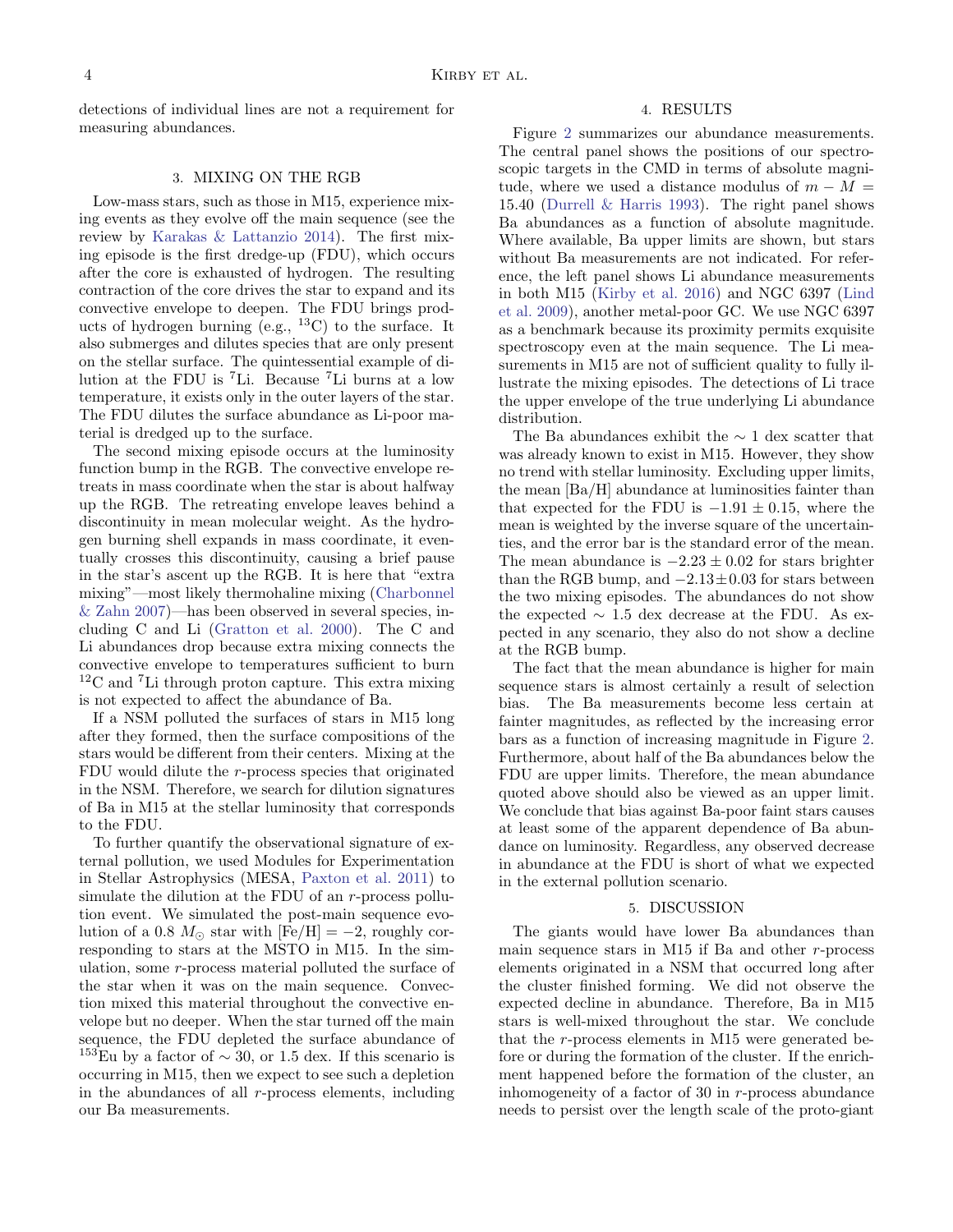detections of individual lines are not a requirement for measuring abundances.

## 3. MIXING ON THE RGB

Low-mass stars, such as those in M15, experience mixing events as they evolve off the main sequence (see the review by Karakas & Lattanzio 2014). The first mixing episode is the first dredge-up (FDU), which occurs after the core is exhausted of hydrogen. The resulting contraction of the core drives the star to expand and its convective envelope to deepen. The FDU brings products of hydrogen burning (e.g., $^{13}$C) to the surface. It also submerges and dilutes species that are only present on the stellar surface. The quintessential example of dilution at the FDU is $^{7}$Li. Because $^{7}$Li burns at a low temperature, it exists only in the outer layers of the star. The FDU dilutes the surface abundance as Li-poor material is dredged up to the surface.

The second mixing episode occurs at the luminosity function bump in the RGB. The convective envelope retreats in mass coordinate when the star is about halfway up the RGB. The retreating envelope leaves behind a discontinuity in mean molecular weight. As the hydrogen burning shell expands in mass coordinate, it eventually crosses this discontinuity, causing a brief pause in the star's ascent up the RGB. It is here that "extra mixing"—most likely thermohaline mixing (Charbonnel & Zahn 2007)—has been observed in several species, including C and Li (Gratton et al. 2000). The C and Li abundances drop because extra mixing connects the convective envelope to temperatures sufficient to burn $^{12}$C and $^{7}$Li through proton capture. This extra mixing is not expected to affect the abundance of Ba.

If a NSM polluted the surfaces of stars in M15 long after they formed, then the surface compositions of the stars would be different from their centers. Mixing at the FDU would dilute the *r*-process species that originated in the NSM. Therefore, we search for dilution signatures of Ba in M15 at the stellar luminosity that corresponds to the FDU.

To further quantify the observational signature of external pollution, we used Modules for Experimentation in Stellar Astrophysics (MESA, Paxton et al. 2011) to simulate the dilution at the FDU of an *r*-process pollution event. We simulated the post-main sequence evolution of a 0.8 $M_{\odot}$ star with [Fe/H] $= -2$, roughly corresponding to stars at the MSTO in M15. In the simulation, some *r*-process material polluted the surface of the star when it was on the main sequence. Convection mixed this material throughout the convective envelope but no deeper. When the star turned off the main sequence, the FDU depleted the surface abundance of $^{153}$Eu by a factor of $\sim 30$, or 1.5 dex. If this scenario is occurring in M15, then we expect to see such a depletion in the abundances of all *r*-process elements, including our Ba measurements.

## 4. RESULTS

Figure 2 summarizes our abundance measurements. The central panel shows the positions of our spectroscopic targets in the CMD in terms of absolute magnitude, where we used a distance modulus of $m - M = 15.40$ (Durrell & Harris 1993). The right panel shows Ba abundances as a function of absolute magnitude. Where available, Ba upper limits are shown, but stars without Ba measurements are not indicated. For reference, the left panel shows Li abundance measurements in both M15 (Kirby et al. 2016) and NGC 6397 (Lind et al. 2009), another metal-poor GC. We use NGC 6397 as a benchmark because its proximity permits exquisite spectroscopy even at the main sequence. The Li measurements in M15 are not of sufficient quality to fully illustrate the mixing episodes. The detections of Li trace the upper envelope of the true underlying Li abundance distribution.

The Ba abundances exhibit the $\sim 1$ dex scatter that was already known to exist in M15. However, they show no trend with stellar luminosity. Excluding upper limits, the mean [Ba/H] abundance at luminosities fainter than that expected for the FDU is $-1.91 \pm 0.15$, where the mean is weighted by the inverse square of the uncertainties, and the error bar is the standard error of the mean. The mean abundance is $-2.23 \pm 0.02$ for stars brighter than the RGB bump, and $-2.13 \pm 0.03$ for stars between the two mixing episodes. The abundances do not show the expected $\sim 1.5$ dex decrease at the FDU. As expected in any scenario, they also do not show a decline at the RGB bump.

The fact that the mean abundance is higher for main sequence stars is almost certainly a result of selection bias. The Ba measurements become less certain at fainter magnitudes, as reflected by the increasing error bars as a function of increasing magnitude in Figure 2. Furthermore, about half of the Ba abundances below the FDU are upper limits. Therefore, the mean abundance quoted above should also be viewed as an upper limit. We conclude that bias against Ba-poor faint stars causes at least some of the apparent dependence of Ba abundance on luminosity. Regardless, any observed decrease in abundance at the FDU is short of what we expected in the external pollution scenario.

## 5. DISCUSSION

The giants would have lower Ba abundances than main sequence stars in M15 if Ba and other *r*-process elements originated in a NSM that occurred long after the cluster finished forming. We did not observe the expected decline in abundance. Therefore, Ba in M15 stars is well-mixed throughout the star. We conclude that the *r*-process elements in M15 were generated before or during the formation of the cluster. If the enrichment happened before the formation of the cluster, an inhomogeneity of a factor of 30 in *r*-process abundance needs to persist over the length scale of the proto-giant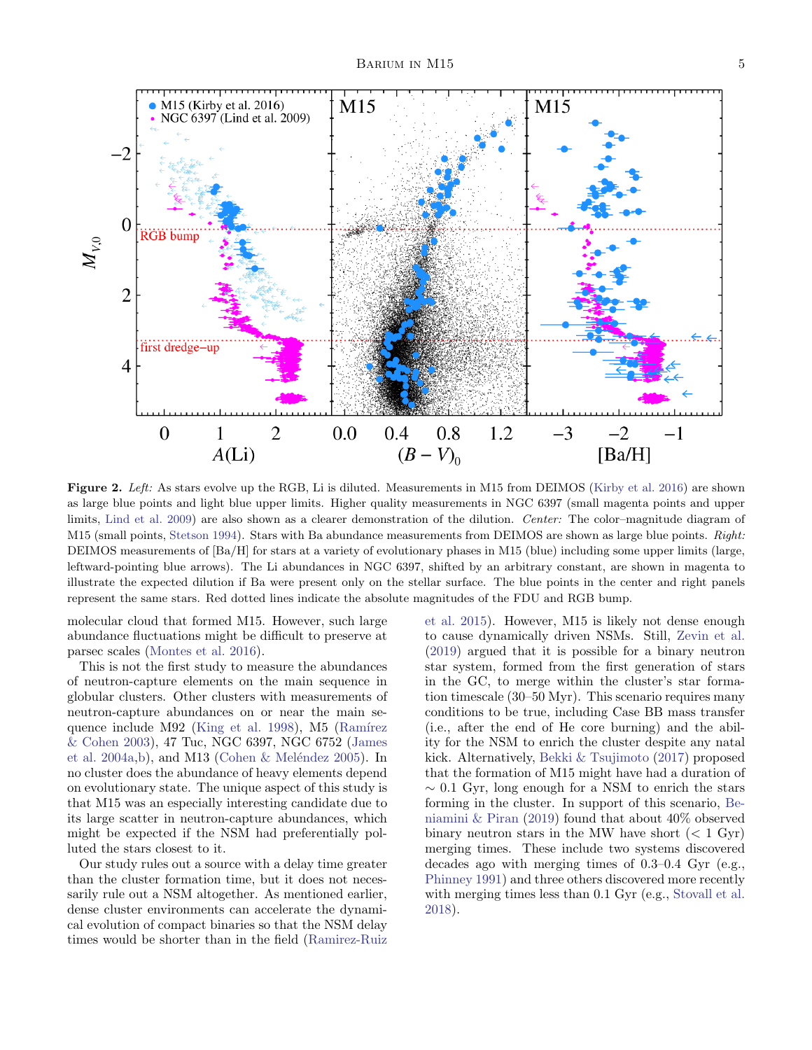**Figure 2.** *Left:* As stars evolve up the RGB, Li is diluted. Measurements in M15 from DEIMOS (Kirby et al. 2016) are shown as large blue points and light blue upper limits. Higher quality measurements in NGC 6397 (small magenta points and upper limits, Lind et al. 2009) are also shown as a clearer demonstration of the dilution. *Center:* The color–magnitude diagram of M15 (small points, Stetson 1994). Stars with Ba abundance measurements from DEIMOS are shown as large blue points. *Right:* DEIMOS measurements of [Ba/H] for stars at a variety of evolutionary phases in M15 (blue) including some upper limits (large, leftward-pointing blue arrows). The Li abundances in NGC 6397, shifted by an arbitrary constant, are shown in magenta to illustrate the expected dilution if Ba were present only on the stellar surface. The blue points in the center and right panels represent the same stars. Red dotted lines indicate the absolute magnitudes of the FDU and RGB bump.

molecular cloud that formed M15. However, such large abundance fluctuations might be difficult to preserve at parsec scales (Montes et al. 2016).

This is not the first study to measure the abundances of neutron-capture elements on the main sequence in globular clusters. Other clusters with measurements of neutron-capture abundances on or near the main sequence include M92 (King et al. 1998), M5 (Ramírez & Cohen 2003), 47 Tuc, NGC 6397, NGC 6752 (James et al. 2004a,b), and M13 (Cohen & Meléndez 2005). In no cluster does the abundance of heavy elements depend on evolutionary state. The unique aspect of this study is that M15 was an especially interesting candidate due to its large scatter in neutron-capture abundances, which might be expected if the NSM had preferentially polluted the stars closest to it.

Our study rules out a source with a delay time greater than the cluster formation time, but it does not necessarily rule out a NSM altogether. As mentioned earlier, dense cluster environments can accelerate the dynamical evolution of compact binaries so that the NSM delay times would be shorter than in the field (Ramirez-Ruiz et al. 2015). However, M15 is likely not dense enough to cause dynamically driven NSMs. Still, Zevin et al. (2019) argued that it is possible for a binary neutron star system, formed from the first generation of stars in the GC, to merge within the cluster's star formation timescale (30–50 Myr). This scenario requires many conditions to be true, including Case BB mass transfer (i.e., after the end of He core burning) and the ability for the NSM to enrich the cluster despite any natal kick. Alternatively, Bekki & Tsujimoto (2017) proposed that the formation of M15 might have had a duration of $\sim 0.1$ Gyr, long enough for a NSM to enrich the stars forming in the cluster. In support of this scenario, Beniamini & Piran (2019) found that about 40% observed binary neutron stars in the MW have short ($< 1$ Gyr) merging times. These include two systems discovered decades ago with merging times of 0.3–0.4 Gyr (e.g., Phinney 1991) and three others discovered more recently with merging times less than 0.1 Gyr (e.g., Stovall et al. 2018).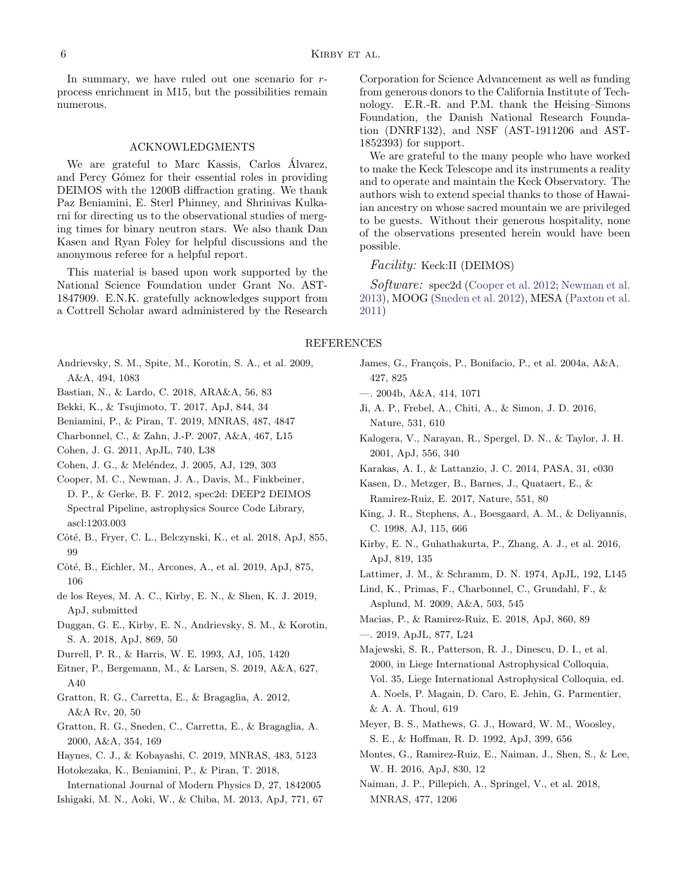In summary, we have ruled out one scenario for $r$-process enrichment in M15, but the possibilities remain numerous.

## ACKNOWLEDGMENTS

We are grateful to Marc Kassis, Carlos Álvarez, and Percy Gómez for their essential roles in providing DEIMOS with the 1200B diffraction grating. We thank Paz Beniamini, E. Sterl Phinney, and Shrinivas Kulkarni for directing us to the observational studies of merging times for binary neutron stars. We also thank Dan Kasen and Ryan Foley for helpful discussions and the anonymous referee for a helpful report.

This material is based upon work supported by the National Science Foundation under Grant No. AST-1847909. E.N.K. gratefully acknowledges support from a Cottrell Scholar award administered by the Research Corporation for Science Advancement as well as funding from generous donors to the California Institute of Technology. E.R.-R. and P.M. thank the Heising–Simons Foundation, the Danish National Research Foundation (DNRF132), and NSF (AST-1911206 and AST-1852393) for support.

We are grateful to the many people who have worked to make the Keck Telescope and its instruments a reality and to operate and maintain the Keck Observatory. The authors wish to extend special thanks to those of Hawaiian ancestry on whose sacred mountain we are privileged to be guests. Without their generous hospitality, none of the observations presented herein would have been possible.

*Facility:* Keck:II (DEIMOS)

*Software:* spec2d (Cooper et al. 2012; Newman et al. 2013), MOOG (Sneden et al. 2012), MESA (Paxton et al. 2011)

## REFERENCES

Andrievsky, S. M., Spite, M., Korotin, S. A., et al. 2009, A&A, 494, 1083

Bastian, N., & Lardo, C. 2018, ARA&A, 56, 83

Bekki, K., & Tsujimoto, T. 2017, ApJ, 844, 34

Beniamini, P., & Piran, T. 2019, MNRAS, 487, 4847

Charbonnel, C., & Zahn, J.-P. 2007, A&A, 467, L15

Cohen, J. G. 2011, ApJL, 740, L38

Cohen, J. G., & Meléndez, J. 2005, AJ, 129, 303

Cooper, M. C., Newman, J. A., Davis, M., Finkbeiner, D. P., & Gerke, B. F. 2012, spec2d: DEEP2 DEIMOS Spectral Pipeline, astrophysics Source Code Library, ascl:1203.003

Côté, B., Fryer, C. L., Belczynski, K., et al. 2018, ApJ, 855, 99

Côté, B., Eichler, M., Arcones, A., et al. 2019, ApJ, 875, 106

de los Reyes, M. A. C., Kirby, E. N., & Shen, K. J. 2019, ApJ, submitted

Duggan, G. E., Kirby, E. N., Andrievsky, S. M., & Korotin, S. A. 2018, ApJ, 869, 50

Durrell, P. R., & Harris, W. E. 1993, AJ, 105, 1420

Eitner, P., Bergemann, M., & Larsen, S. 2019, A&A, 627, A40

Gratton, R. G., Carretta, E., & Bragaglia, A. 2012, A&A Rv, 20, 50

Gratton, R. G., Sneden, C., Carretta, E., & Bragaglia, A. 2000, A&A, 354, 169

Haynes, C. J., & Kobayashi, C. 2019, MNRAS, 483, 5123

Hotokezaka, K., Beniamini, P., & Piran, T. 2018, International Journal of Modern Physics D, 27, 1842005

Ishigaki, M. N., Aoki, W., & Chiba, M. 2013, ApJ, 771, 67

James, G., François, P., Bonifacio, P., et al. 2004a, A&A, 427, 825

—. 2004b, A&A, 414, 1071

Ji, A. P., Frebel, A., Chiti, A., & Simon, J. D. 2016, Nature, 531, 610

Kalogera, V., Narayan, R., Spergel, D. N., & Taylor, J. H. 2001, ApJ, 556, 340

Karakas, A. I., & Lattanzio, J. C. 2014, PASA, 31, e030

Kasen, D., Metzger, B., Barnes, J., Quataert, E., & Ramirez-Ruiz, E. 2017, Nature, 551, 80

King, J. R., Stephens, A., Boesgaard, A. M., & Deliyannis, C. 1998, AJ, 115, 666

Kirby, E. N., Guhathakurta, P., Zhang, A. J., et al. 2016, ApJ, 819, 135

Lattimer, J. M., & Schramm, D. N. 1974, ApJL, 192, L145

Lind, K., Primas, F., Charbonnel, C., Grundahl, F., & Asplund, M. 2009, A&A, 503, 545

Macias, P., & Ramirez-Ruiz, E. 2018, ApJ, 860, 89

—. 2019, ApJL, 877, L24

Majewski, S. R., Patterson, R. J., Dinescu, D. I., et al. 2000, in Liege International Astrophysical Colloquia, Vol. 35, Liege International Astrophysical Colloquia, ed. A. Noels, P. Magain, D. Caro, E. Jehin, G. Parmentier, & A. A. Thoul, 619

Meyer, B. S., Mathews, G. J., Howard, W. M., Woosley, S. E., & Hoffman, R. D. 1992, ApJ, 399, 656

Montes, G., Ramirez-Ruiz, E., Naiman, J., Shen, S., & Lee, W. H. 2016, ApJ, 830, 12

Naiman, J. P., Pillepich, A., Springel, V., et al. 2018, MNRAS, 477, 1206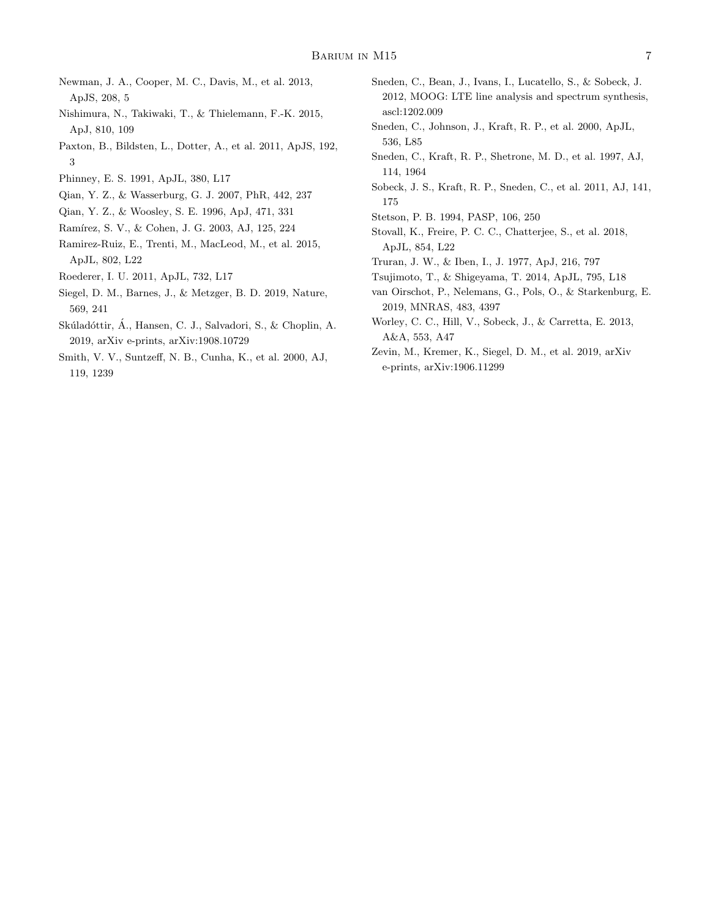Newman, J. A., Cooper, M. C., Davis, M., et al. 2013, ApJS, 208, 5

Nishimura, N., Takiwaki, T., & Thielemann, F.-K. 2015, ApJ, 810, 109

Paxton, B., Bildsten, L., Dotter, A., et al. 2011, ApJS, 192, 3

Phinney, E. S. 1991, ApJL, 380, L17

Qian, Y. Z., & Wasserburg, G. J. 2007, PhR, 442, 237

Qian, Y. Z., & Woosley, S. E. 1996, ApJ, 471, 331

Ramírez, S. V., & Cohen, J. G. 2003, AJ, 125, 224

Ramirez-Ruiz, E., Trenti, M., MacLeod, M., et al. 2015, ApJL, 802, L22

Roederer, I. U. 2011, ApJL, 732, L17

Siegel, D. M., Barnes, J., & Metzger, B. D. 2019, Nature, 569, 241

Skúladóttir, Á., Hansen, C. J., Salvadori, S., & Choplin, A. 2019, arXiv e-prints, arXiv:1908.10729

Smith, V. V., Suntzeff, N. B., Cunha, K., et al. 2000, AJ, 119, 1239

Sneden, C., Bean, J., Ivans, I., Lucatello, S., & Sobeck, J. 2012, MOOG: LTE line analysis and spectrum synthesis, ascl:1202.009

Sneden, C., Johnson, J., Kraft, R. P., et al. 2000, ApJL, 536, L85

Sneden, C., Kraft, R. P., Shetrone, M. D., et al. 1997, AJ, 114, 1964

Sobeck, J. S., Kraft, R. P., Sneden, C., et al. 2011, AJ, 141, 175

Stetson, P. B. 1994, PASP, 106, 250

Stovall, K., Freire, P. C. C., Chatterjee, S., et al. 2018, ApJL, 854, L22

Truran, J. W., & Iben, I., J. 1977, ApJ, 216, 797

Tsujimoto, T., & Shigeyama, T. 2014, ApJL, 795, L18

van Oirschot, P., Nelemans, G., Pols, O., & Starkenburg, E. 2019, MNRAS, 483, 4397

Worley, C. C., Hill, V., Sobeck, J., & Carretta, E. 2013, A&A, 553, A47

Zevin, M., Kremer, K., Siegel, D. M., et al. 2019, arXiv e-prints, arXiv:1906.11299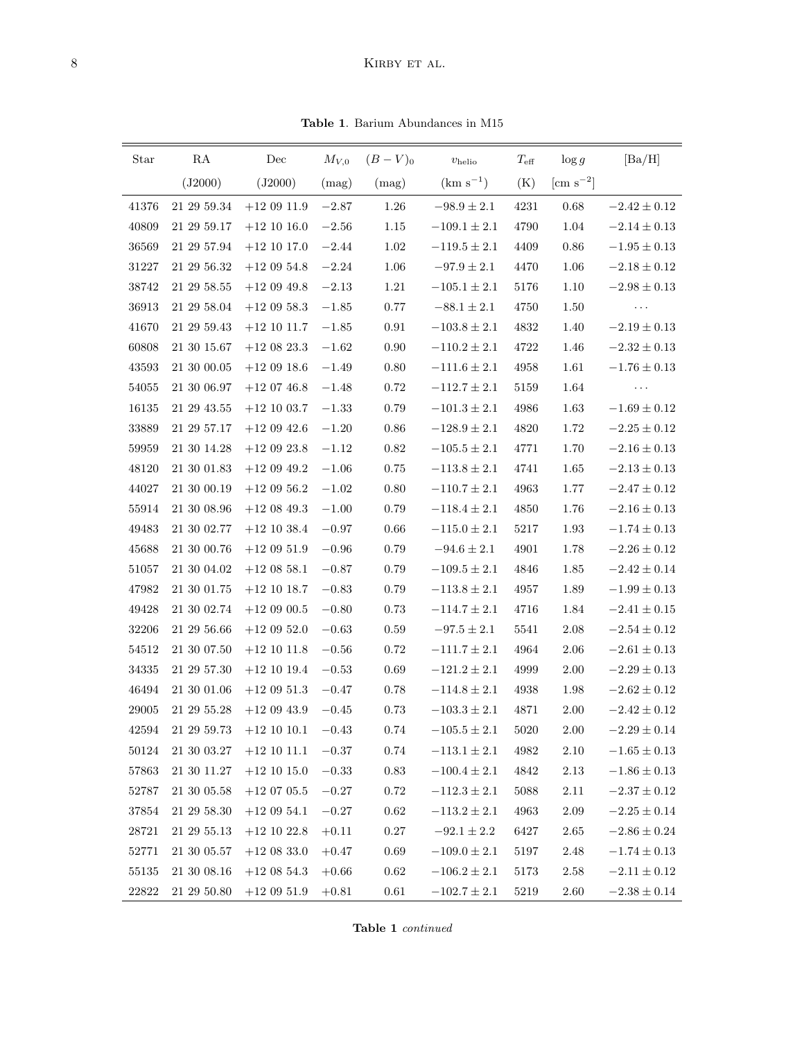**Table 1**. Barium Abundances in M15

| Star | RA | Dec | $M_{V,0}$ | $(B-V)_0$ | $v_{\rm helio}$ | $T_{\rm eff}$ | $\log g$ | [Ba/H] |
|---|---|---|---|---|---|---|---|---|
| | (J2000) | (J2000) | (mag) | (mag) | (km s$^{-1}$) | (K) | [cm s$^{-2}$] | |
| 41376 | 21 29 59.34 | +12 09 11.9 | −2.87 | 1.26 | $-98.9 \pm 2.1$ | 4231 | 0.68 | $-2.42 \pm 0.12$ |
| 40809 | 21 29 59.17 | +12 10 16.0 | −2.56 | 1.15 | $-109.1 \pm 2.1$ | 4790 | 1.04 | $-2.14 \pm 0.13$ |
| 36569 | 21 29 57.94 | +12 10 17.0 | −2.44 | 1.02 | $-119.5 \pm 2.1$ | 4409 | 0.86 | $-1.95 \pm 0.13$ |
| 31227 | 21 29 56.32 | +12 09 54.8 | −2.24 | 1.06 | $-97.9 \pm 2.1$ | 4470 | 1.06 | $-2.18 \pm 0.12$ |
| 38742 | 21 29 58.55 | +12 09 49.8 | −2.13 | 1.21 | $-105.1 \pm 2.1$ | 5176 | 1.10 | $-2.98 \pm 0.13$ |
| 36913 | 21 29 58.04 | +12 09 58.3 | −1.85 | 0.77 | $-88.1 \pm 2.1$ | 4750 | 1.50 | ··· |
| 41670 | 21 29 59.43 | +12 10 11.7 | −1.85 | 0.91 | $-103.8 \pm 2.1$ | 4832 | 1.40 | $-2.19 \pm 0.13$ |
| 60808 | 21 30 15.67 | +12 08 23.3 | −1.62 | 0.90 | $-110.2 \pm 2.1$ | 4722 | 1.46 | $-2.32 \pm 0.13$ |
| 43593 | 21 30 00.05 | +12 09 18.6 | −1.49 | 0.80 | $-111.6 \pm 2.1$ | 4958 | 1.61 | $-1.76 \pm 0.13$ |
| 54055 | 21 30 06.97 | +12 07 46.8 | −1.48 | 0.72 | $-112.7 \pm 2.1$ | 5159 | 1.64 | ··· |
| 16135 | 21 29 43.55 | +12 10 03.7 | −1.33 | 0.79 | $-101.3 \pm 2.1$ | 4986 | 1.63 | $-1.69 \pm 0.12$ |
| 33889 | 21 29 57.17 | +12 09 42.6 | −1.20 | 0.86 | $-128.9 \pm 2.1$ | 4820 | 1.72 | $-2.25 \pm 0.12$ |
| 59959 | 21 30 14.28 | +12 09 23.8 | −1.12 | 0.82 | $-105.5 \pm 2.1$ | 4771 | 1.70 | $-2.16 \pm 0.13$ |
| 48120 | 21 30 01.83 | +12 09 49.2 | −1.06 | 0.75 | $-113.8 \pm 2.1$ | 4741 | 1.65 | $-2.13 \pm 0.13$ |
| 44027 | 21 30 00.19 | +12 09 56.2 | −1.02 | 0.80 | $-110.7 \pm 2.1$ | 4963 | 1.77 | $-2.47 \pm 0.12$ |
| 55914 | 21 30 08.96 | +12 08 49.3 | −1.00 | 0.79 | $-118.4 \pm 2.1$ | 4850 | 1.76 | $-2.16 \pm 0.13$ |
| 49483 | 21 30 02.77 | +12 10 38.4 | −0.97 | 0.66 | $-115.0 \pm 2.1$ | 5217 | 1.93 | $-1.74 \pm 0.13$ |
| 45688 | 21 30 00.76 | +12 09 51.9 | −0.96 | 0.79 | $-94.6 \pm 2.1$ | 4901 | 1.78 | $-2.26 \pm 0.12$ |
| 51057 | 21 30 04.02 | +12 08 58.1 | −0.87 | 0.79 | $-109.5 \pm 2.1$ | 4846 | 1.85 | $-2.42 \pm 0.14$ |
| 47982 | 21 30 01.75 | +12 10 18.7 | −0.83 | 0.79 | $-113.8 \pm 2.1$ | 4957 | 1.89 | $-1.99 \pm 0.13$ |
| 49428 | 21 30 02.74 | +12 09 00.5 | −0.80 | 0.73 | $-114.7 \pm 2.1$ | 4716 | 1.84 | $-2.41 \pm 0.15$ |
| 32206 | 21 29 56.66 | +12 09 52.0 | −0.63 | 0.59 | $-97.5 \pm 2.1$ | 5541 | 2.08 | $-2.54 \pm 0.12$ |
| 54512 | 21 30 07.50 | +12 10 11.8 | −0.56 | 0.72 | $-111.7 \pm 2.1$ | 4964 | 2.06 | $-2.61 \pm 0.13$ |
| 34335 | 21 29 57.30 | +12 10 19.4 | −0.53 | 0.69 | $-121.2 \pm 2.1$ | 4999 | 2.00 | $-2.29 \pm 0.13$ |
| 46494 | 21 30 01.06 | +12 09 51.3 | −0.47 | 0.78 | $-114.8 \pm 2.1$ | 4938 | 1.98 | $-2.62 \pm 0.12$ |
| 29005 | 21 29 55.28 | +12 09 43.9 | −0.45 | 0.73 | $-103.3 \pm 2.1$ | 4871 | 2.00 | $-2.42 \pm 0.12$ |
| 42594 | 21 29 59.73 | +12 10 10.1 | −0.43 | 0.74 | $-105.5 \pm 2.1$ | 5020 | 2.00 | $-2.29 \pm 0.14$ |
| 50124 | 21 30 03.27 | +12 10 11.1 | −0.37 | 0.74 | $-113.1 \pm 2.1$ | 4982 | 2.10 | $-1.65 \pm 0.13$ |
| 57863 | 21 30 11.27 | +12 10 15.0 | −0.33 | 0.83 | $-100.4 \pm 2.1$ | 4842 | 2.13 | $-1.86 \pm 0.13$ |
| 52787 | 21 30 05.58 | +12 07 05.5 | −0.27 | 0.72 | $-112.3 \pm 2.1$ | 5088 | 2.11 | $-2.37 \pm 0.12$ |
| 37854 | 21 29 58.30 | +12 09 54.1 | −0.27 | 0.62 | $-113.2 \pm 2.1$ | 4963 | 2.09 | $-2.25 \pm 0.14$ |
| 28721 | 21 29 55.13 | +12 10 22.8 | +0.11 | 0.27 | $-92.1 \pm 2.2$ | 6427 | 2.65 | $-2.86 \pm 0.24$ |
| 52771 | 21 30 05.57 | +12 08 33.0 | +0.47 | 0.69 | $-109.0 \pm 2.1$ | 5197 | 2.48 | $-1.74 \pm 0.13$ |
| 55135 | 21 30 08.16 | +12 08 54.3 | +0.66 | 0.62 | $-106.2 \pm 2.1$ | 5173 | 2.58 | $-2.11 \pm 0.12$ |
| 22822 | 21 29 50.80 | +12 09 51.9 | +0.81 | 0.61 | $-102.7 \pm 2.1$ | 5219 | 2.60 | $-2.38 \pm 0.14$ |

**Table 1** *continued*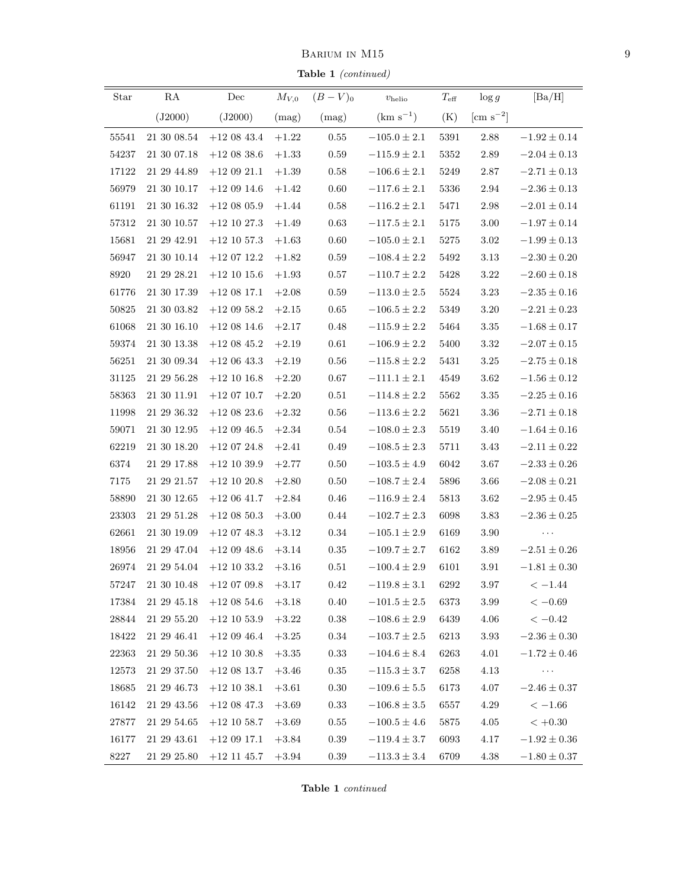**Table 1** *(continued)*

| Star | RA | Dec | $M_{V,0}$ | $(B-V)_0$ | $v_{\rm helio}$ | $T_{\rm eff}$ | $\log g$ | [Ba/H] |
|---|---|---|---|---|---|---|---|---|
| | (J2000) | (J2000) | (mag) | (mag) | (km s$^{-1}$) | (K) | [cm s$^{-2}$] | |
| 55541 | 21 30 08.54 | +12 08 43.4 | +1.22 | 0.55 | $-105.0 \pm 2.1$ | 5391 | 2.88 | $-1.92 \pm 0.14$ |
| 54237 | 21 30 07.18 | +12 08 38.6 | +1.33 | 0.59 | $-115.9 \pm 2.1$ | 5352 | 2.89 | $-2.04 \pm 0.13$ |
| 17122 | 21 29 44.89 | +12 09 21.1 | +1.39 | 0.58 | $-106.6 \pm 2.1$ | 5249 | 2.87 | $-2.71 \pm 0.13$ |
| 56979 | 21 30 10.17 | +12 09 14.6 | +1.42 | 0.60 | $-117.6 \pm 2.1$ | 5336 | 2.94 | $-2.36 \pm 0.13$ |
| 61191 | 21 30 16.32 | +12 08 05.9 | +1.44 | 0.58 | $-116.2 \pm 2.1$ | 5471 | 2.98 | $-2.01 \pm 0.14$ |
| 57312 | 21 30 10.57 | +12 10 27.3 | +1.49 | 0.63 | $-117.5 \pm 2.1$ | 5175 | 3.00 | $-1.97 \pm 0.14$ |
| 15681 | 21 29 42.91 | +12 10 57.3 | +1.63 | 0.60 | $-105.0 \pm 2.1$ | 5275 | 3.02 | $-1.99 \pm 0.13$ |
| 56947 | 21 30 10.14 | +12 07 12.2 | +1.82 | 0.59 | $-108.4 \pm 2.2$ | 5492 | 3.13 | $-2.30 \pm 0.20$ |
| 8920 | 21 29 28.21 | +12 10 15.6 | +1.93 | 0.57 | $-110.7 \pm 2.2$ | 5428 | 3.22 | $-2.60 \pm 0.18$ |
| 61776 | 21 30 17.39 | +12 08 17.1 | +2.08 | 0.59 | $-113.0 \pm 2.5$ | 5524 | 3.23 | $-2.35 \pm 0.16$ |
| 50825 | 21 30 03.82 | +12 09 58.2 | +2.15 | 0.65 | $-106.5 \pm 2.2$ | 5349 | 3.20 | $-2.21 \pm 0.23$ |
| 61068 | 21 30 16.10 | +12 08 14.6 | +2.17 | 0.48 | $-115.9 \pm 2.2$ | 5464 | 3.35 | $-1.68 \pm 0.17$ |
| 59374 | 21 30 13.38 | +12 08 45.2 | +2.19 | 0.61 | $-106.9 \pm 2.2$ | 5400 | 3.32 | $-2.07 \pm 0.15$ |
| 56251 | 21 30 09.34 | +12 06 43.3 | +2.19 | 0.56 | $-115.8 \pm 2.2$ | 5431 | 3.25 | $-2.75 \pm 0.18$ |
| 31125 | 21 29 56.28 | +12 10 16.8 | +2.20 | 0.67 | $-111.1 \pm 2.1$ | 4549 | 3.62 | $-1.56 \pm 0.12$ |
| 58363 | 21 30 11.91 | +12 07 10.7 | +2.20 | 0.51 | $-114.8 \pm 2.2$ | 5562 | 3.35 | $-2.25 \pm 0.16$ |
| 11998 | 21 29 36.32 | +12 08 23.6 | +2.32 | 0.56 | $-113.6 \pm 2.2$ | 5621 | 3.36 | $-2.71 \pm 0.18$ |
| 59071 | 21 30 12.95 | +12 09 46.5 | +2.34 | 0.54 | $-108.0 \pm 2.3$ | 5519 | 3.40 | $-1.64 \pm 0.16$ |
| 62219 | 21 30 18.20 | +12 07 24.8 | +2.41 | 0.49 | $-108.5 \pm 2.3$ | 5711 | 3.43 | $-2.11 \pm 0.22$ |
| 6374 | 21 29 17.88 | +12 10 39.9 | +2.77 | 0.50 | $-103.5 \pm 4.9$ | 6042 | 3.67 | $-2.33 \pm 0.26$ |
| 7175 | 21 29 21.57 | +12 10 20.8 | +2.80 | 0.50 | $-108.7 \pm 2.4$ | 5896 | 3.66 | $-2.08 \pm 0.21$ |
| 58890 | 21 30 12.65 | +12 06 41.7 | +2.84 | 0.46 | $-116.9 \pm 2.4$ | 5813 | 3.62 | $-2.95 \pm 0.45$ |
| 23303 | 21 29 51.28 | +12 08 50.3 | +3.00 | 0.44 | $-102.7 \pm 2.3$ | 6098 | 3.83 | $-2.36 \pm 0.25$ |
| 62661 | 21 30 19.09 | +12 07 48.3 | +3.12 | 0.34 | $-105.1 \pm 2.9$ | 6169 | 3.90 | ... |
| 18956 | 21 29 47.04 | +12 09 48.6 | +3.14 | 0.35 | $-109.7 \pm 2.7$ | 6162 | 3.89 | $-2.51 \pm 0.26$ |
| 26974 | 21 29 54.04 | +12 10 33.2 | +3.16 | 0.51 | $-100.4 \pm 2.9$ | 6101 | 3.91 | $-1.81 \pm 0.30$ |
| 57247 | 21 30 10.48 | +12 07 09.8 | +3.17 | 0.42 | $-119.8 \pm 3.1$ | 6292 | 3.97 | $< -1.44$ |
| 17384 | 21 29 45.18 | +12 08 54.6 | +3.18 | 0.40 | $-101.5 \pm 2.5$ | 6373 | 3.99 | $< -0.69$ |
| 28844 | 21 29 55.20 | +12 10 53.9 | +3.22 | 0.38 | $-108.6 \pm 2.9$ | 6439 | 4.06 | $< -0.42$ |
| 18422 | 21 29 46.41 | +12 09 46.4 | +3.25 | 0.34 | $-103.7 \pm 2.5$ | 6213 | 3.93 | $-2.36 \pm 0.30$ |
| 22363 | 21 29 50.36 | +12 10 30.8 | +3.35 | 0.33 | $-104.6 \pm 8.4$ | 6263 | 4.01 | $-1.72 \pm 0.46$ |
| 12573 | 21 29 37.50 | +12 08 13.7 | +3.46 | 0.35 | $-115.3 \pm 3.7$ | 6258 | 4.13 | ... |
| 18685 | 21 29 46.73 | +12 10 38.1 | +3.61 | 0.30 | $-109.6 \pm 5.5$ | 6173 | 4.07 | $-2.46 \pm 0.37$ |
| 16142 | 21 29 43.56 | +12 08 47.3 | +3.69 | 0.33 | $-106.8 \pm 3.5$ | 6557 | 4.29 | $< -1.66$ |
| 27877 | 21 29 54.65 | +12 10 58.7 | +3.69 | 0.55 | $-100.5 \pm 4.6$ | 5875 | 4.05 | $< +0.30$ |
| 16177 | 21 29 43.61 | +12 09 17.1 | +3.84 | 0.39 | $-119.4 \pm 3.7$ | 6093 | 4.17 | $-1.92 \pm 0.36$ |
| 8227 | 21 29 25.80 | +12 11 45.7 | +3.94 | 0.39 | $-113.3 \pm 3.4$ | 6709 | 4.38 | $-1.80 \pm 0.37$ |

**Table 1** *continued*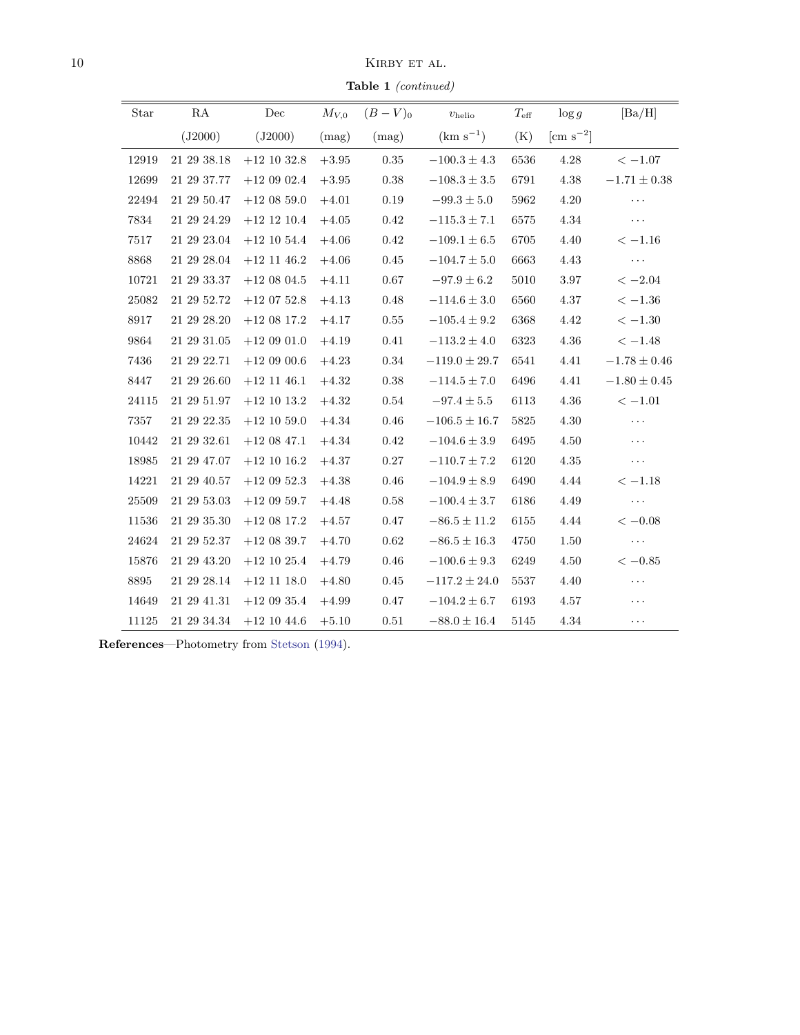**Table 1** *(continued)*

| Star | RA | Dec | $M_{V,0}$ | $(B-V)_0$ | $v_{\rm helio}$ | $T_{\rm eff}$ | $\log g$ | [Ba/H] |
|---|---|---|---|---|---|---|---|---|
| | (J2000) | (J2000) | (mag) | (mag) | (km s$^{-1}$) | (K) | [cm s$^{-2}$] | |
| 12919 | 21 29 38.18 | +12 10 32.8 | +3.95 | 0.35 | $-100.3 \pm 4.3$ | 6536 | 4.28 | $< -1.07$ |
| 12699 | 21 29 37.77 | +12 09 02.4 | +3.95 | 0.38 | $-108.3 \pm 3.5$ | 6791 | 4.38 | $-1.71 \pm 0.38$ |
| 22494 | 21 29 50.47 | +12 08 59.0 | +4.01 | 0.19 | $-99.3 \pm 5.0$ | 5962 | 4.20 | ··· |
| 7834 | 21 29 24.29 | +12 12 10.4 | +4.05 | 0.42 | $-115.3 \pm 7.1$ | 6575 | 4.34 | ··· |
| 7517 | 21 29 23.04 | +12 10 54.4 | +4.06 | 0.42 | $-109.1 \pm 6.5$ | 6705 | 4.40 | $< -1.16$ |
| 8868 | 21 29 28.04 | +12 11 46.2 | +4.06 | 0.45 | $-104.7 \pm 5.0$ | 6663 | 4.43 | ··· |
| 10721 | 21 29 33.37 | +12 08 04.5 | +4.11 | 0.67 | $-97.9 \pm 6.2$ | 5010 | 3.97 | $< -2.04$ |
| 25082 | 21 29 52.72 | +12 07 52.8 | +4.13 | 0.48 | $-114.6 \pm 3.0$ | 6560 | 4.37 | $< -1.36$ |
| 8917 | 21 29 28.20 | +12 08 17.2 | +4.17 | 0.55 | $-105.4 \pm 9.2$ | 6368 | 4.42 | $< -1.30$ |
| 9864 | 21 29 31.05 | +12 09 01.0 | +4.19 | 0.41 | $-113.2 \pm 4.0$ | 6323 | 4.36 | $< -1.48$ |
| 7436 | 21 29 22.71 | +12 09 00.6 | +4.23 | 0.34 | $-119.0 \pm 29.7$ | 6541 | 4.41 | $-1.78 \pm 0.46$ |
| 8447 | 21 29 26.60 | +12 11 46.1 | +4.32 | 0.38 | $-114.5 \pm 7.0$ | 6496 | 4.41 | $-1.80 \pm 0.45$ |
| 24115 | 21 29 51.97 | +12 10 13.2 | +4.32 | 0.54 | $-97.4 \pm 5.5$ | 6113 | 4.36 | $< -1.01$ |
| 7357 | 21 29 22.35 | +12 10 59.0 | +4.34 | 0.46 | $-106.5 \pm 16.7$ | 5825 | 4.30 | ··· |
| 10442 | 21 29 32.61 | +12 08 47.1 | +4.34 | 0.42 | $-104.6 \pm 3.9$ | 6495 | 4.50 | ··· |
| 18985 | 21 29 47.07 | +12 10 16.2 | +4.37 | 0.27 | $-110.7 \pm 7.2$ | 6120 | 4.35 | ··· |
| 14221 | 21 29 40.57 | +12 09 52.3 | +4.38 | 0.46 | $-104.9 \pm 8.9$ | 6490 | 4.44 | $< -1.18$ |
| 25509 | 21 29 53.03 | +12 09 59.7 | +4.48 | 0.58 | $-100.4 \pm 3.7$ | 6186 | 4.49 | ··· |
| 11536 | 21 29 35.30 | +12 08 17.2 | +4.57 | 0.47 | $-86.5 \pm 11.2$ | 6155 | 4.44 | $< -0.08$ |
| 24624 | 21 29 52.37 | +12 08 39.7 | +4.70 | 0.62 | $-86.5 \pm 16.3$ | 4750 | 1.50 | ··· |
| 15876 | 21 29 43.20 | +12 10 25.4 | +4.79 | 0.46 | $-100.6 \pm 9.3$ | 6249 | 4.50 | $< -0.85$ |
| 8895 | 21 29 28.14 | +12 11 18.0 | +4.80 | 0.45 | $-117.2 \pm 24.0$ | 5537 | 4.40 | ··· |
| 14649 | 21 29 41.31 | +12 09 35.4 | +4.99 | 0.47 | $-104.2 \pm 6.7$ | 6193 | 4.57 | ··· |
| 11125 | 21 29 34.34 | +12 10 44.6 | +5.10 | 0.51 | $-88.0 \pm 16.4$ | 5145 | 4.34 | ··· |

**References**—Photometry from Stetson (1994).